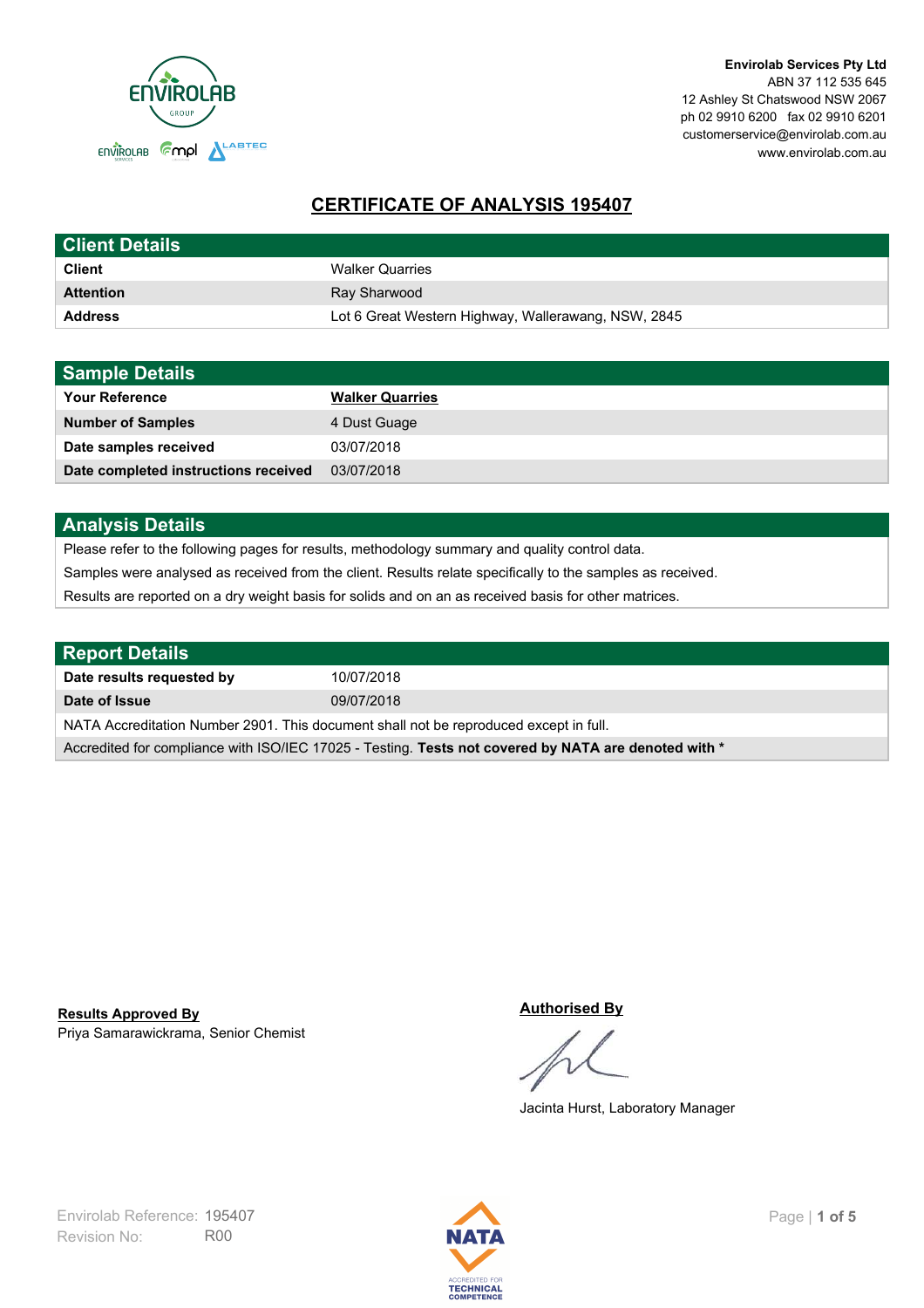**Envirolab Services Pty Ltd**
ABN 37 112 535 645
12 Ashley St Chatswood NSW 2067
ph 02 9910 6200 fax 02 9910 6201
customerservice@envirolab.com.au
www.envirolab.com.au

# CERTIFICATE OF ANALYSIS 195407

## Client Details

| | |
|---|---|
| **Client** | Walker Quarries |
| **Attention** | Ray Sharwood |
| **Address** | Lot 6 Great Western Highway, Wallerawang, NSW, 2845 |

## Sample Details

| | |
|---|---|
| **Your Reference** | **Walker Quarries** |
| **Number of Samples** | 4 Dust Guage |
| **Date samples received** | 03/07/2018 |
| **Date completed instructions received** | 03/07/2018 |

## Analysis Details

Please refer to the following pages for results, methodology summary and quality control data.

Samples were analysed as received from the client. Results relate specifically to the samples as received.

Results are reported on a dry weight basis for solids and on an as received basis for other matrices.

## Report Details

| | |
|---|---|
| **Date results requested by** | 10/07/2018 |
| **Date of Issue** | 09/07/2018 |

NATA Accreditation Number 2901. This document shall not be reproduced except in full.

Accredited for compliance with ISO/IEC 17025 - Testing. **Tests not covered by NATA are denoted with ***

**Results Approved By**
Priya Samarawickrama, Senior Chemist

**Authorised By**
Jacinta Hurst, Laboratory Manager

Envirolab Reference: 195407
Revision No: R00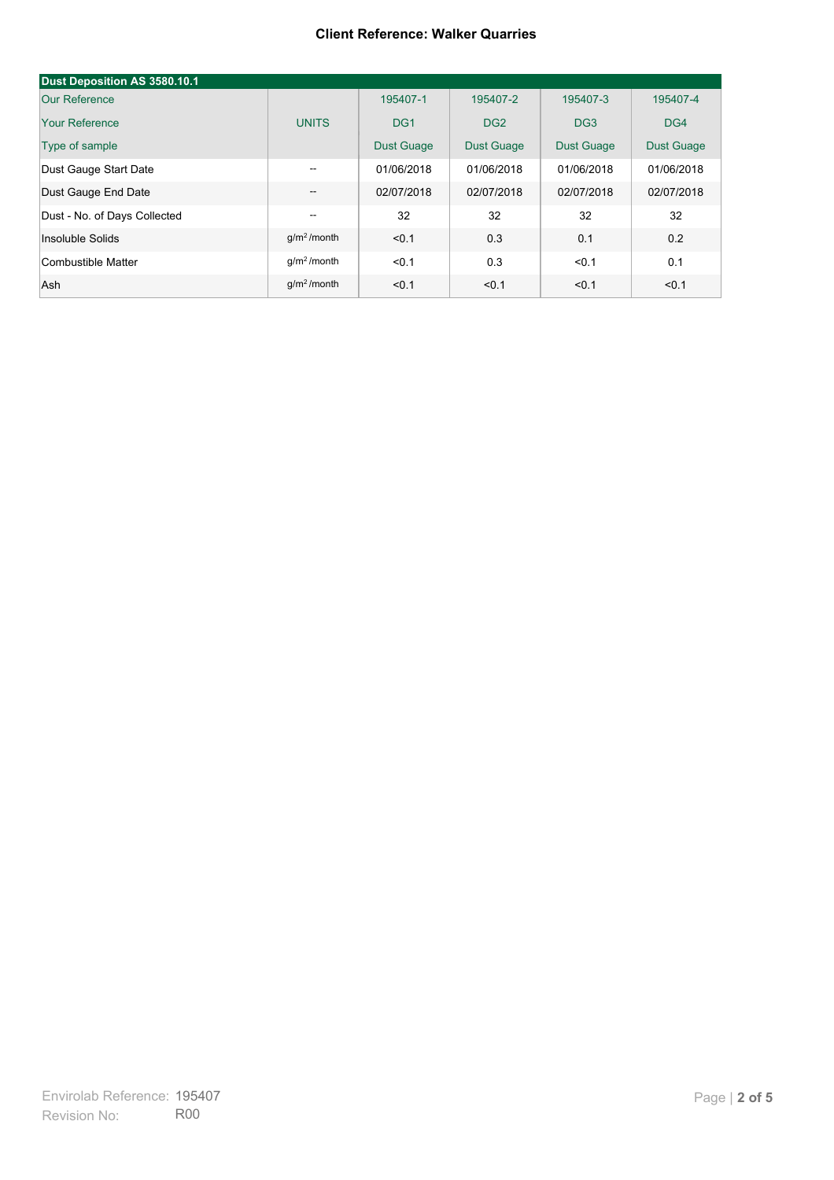**Client Reference: Walker Quarries**

| Dust Deposition AS 3580.10.1 | | | | | |
|---|---|---|---|---|---|
| Our Reference | | 195407-1 | 195407-2 | 195407-3 | 195407-4 |
| Your Reference | UNITS | DG1 | DG2 | DG3 | DG4 |
| Type of sample | | Dust Guage | Dust Guage | Dust Guage | Dust Guage |
| Dust Gauge Start Date | -- | 01/06/2018 | 01/06/2018 | 01/06/2018 | 01/06/2018 |
| Dust Gauge End Date | -- | 02/07/2018 | 02/07/2018 | 02/07/2018 | 02/07/2018 |
| Dust - No. of Days Collected | -- | 32 | 32 | 32 | 32 |
| Insoluble Solids | $g/m^2$/month | <0.1 | 0.3 | 0.1 | 0.2 |
| Combustible Matter | $g/m^2$/month | <0.1 | 0.3 | <0.1 | 0.1 |
| Ash | $g/m^2$/month | <0.1 | <0.1 | <0.1 | <0.1 |

Envirolab Reference: 195407
Revision No: R00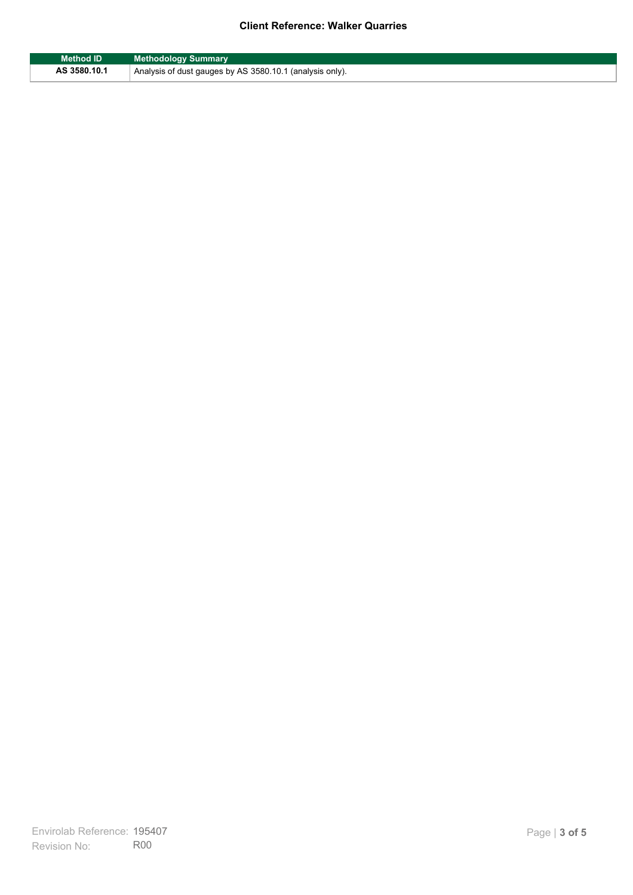| Method ID | Methodology Summary |
| --- | --- |
| AS 3580.10.1 | Analysis of dust gauges by AS 3580.10.1 (analysis only). |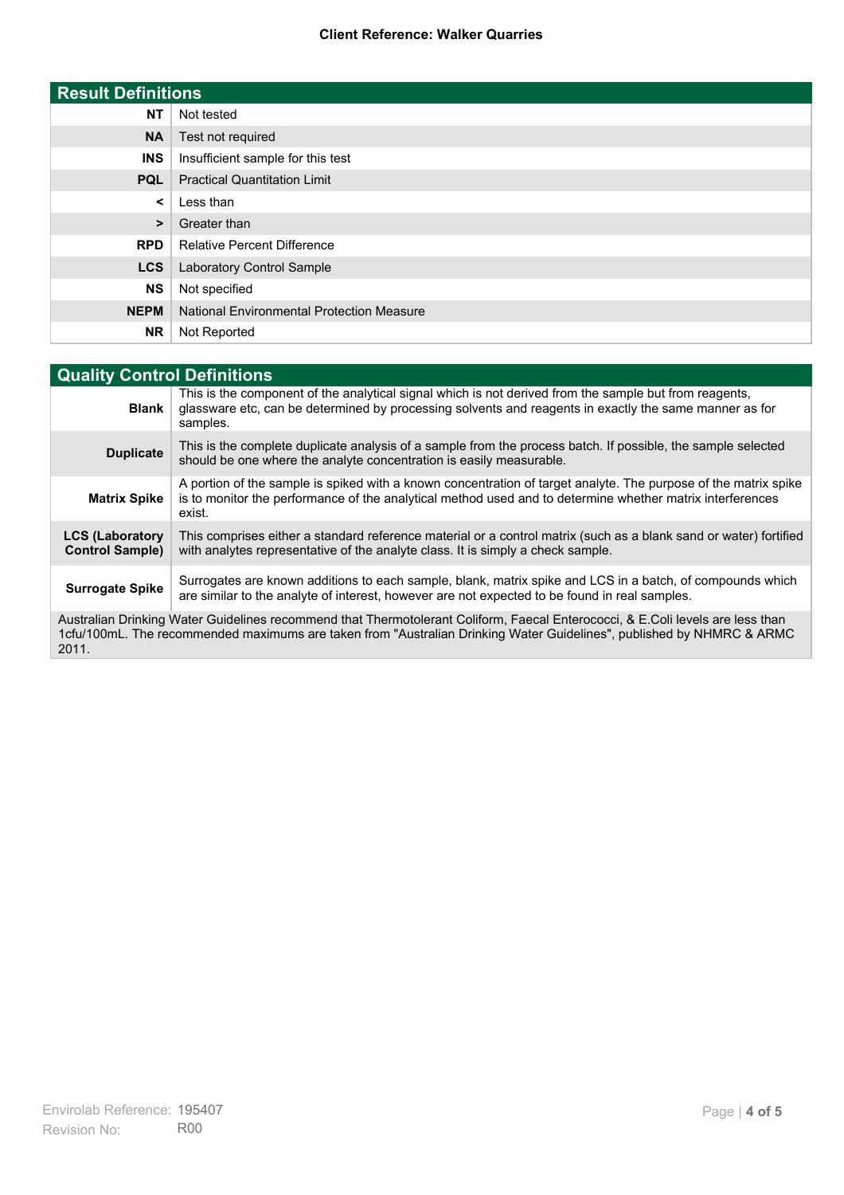**Client Reference: Walker Quarries**

## Result Definitions

| | |
|---|---|
| **NT** | Not tested |
| **NA** | Test not required |
| **INS** | Insufficient sample for this test |
| **PQL** | Practical Quantitation Limit |
| **<** | Less than |
| **>** | Greater than |
| **RPD** | Relative Percent Difference |
| **LCS** | Laboratory Control Sample |
| **NS** | Not specified |
| **NEPM** | National Environmental Protection Measure |
| **NR** | Not Reported |

## Quality Control Definitions

| | |
|---|---|
| **Blank** | This is the component of the analytical signal which is not derived from the sample but from reagents, glassware etc, can be determined by processing solvents and reagents in exactly the same manner as for samples. |
| **Duplicate** | This is the complete duplicate analysis of a sample from the process batch. If possible, the sample selected should be one where the analyte concentration is easily measurable. |
| **Matrix Spike** | A portion of the sample is spiked with a known concentration of target analyte. The purpose of the matrix spike is to monitor the performance of the analytical method used and to determine whether matrix interferences exist. |
| **LCS (Laboratory Control Sample)** | This comprises either a standard reference material or a control matrix (such as a blank sand or water) fortified with analytes representative of the analyte class. It is simply a check sample. |
| **Surrogate Spike** | Surrogates are known additions to each sample, blank, matrix spike and LCS in a batch, of compounds which are similar to the analyte of interest, however are not expected to be found in real samples. |

Australian Drinking Water Guidelines recommend that Thermotolerant Coliform, Faecal Enterococci, & E.Coli levels are less than 1cfu/100mL. The recommended maximums are taken from "Australian Drinking Water Guidelines", published by NHMRC & ARMC 2011.

Envirolab Reference: 195407
Revision No: R00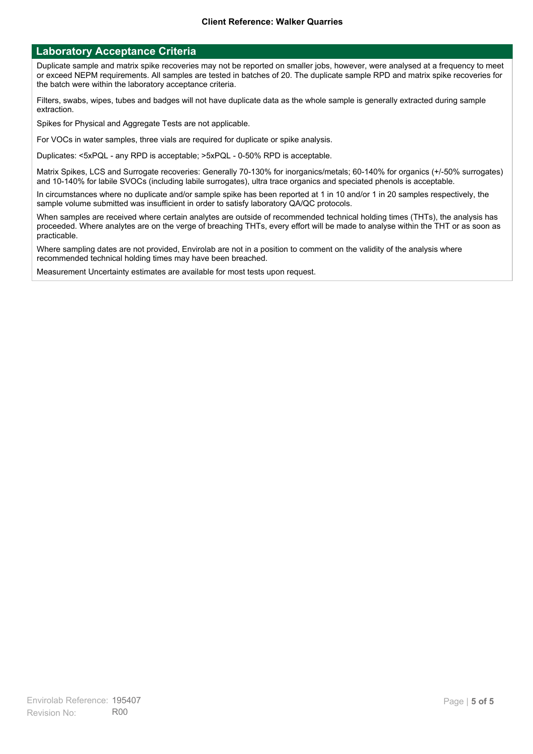## Laboratory Acceptance Criteria

Duplicate sample and matrix spike recoveries may not be reported on smaller jobs, however, were analysed at a frequency to meet or exceed NEPM requirements. All samples are tested in batches of 20. The duplicate sample RPD and matrix spike recoveries for the batch were within the laboratory acceptance criteria.

Filters, swabs, wipes, tubes and badges will not have duplicate data as the whole sample is generally extracted during sample extraction.

Spikes for Physical and Aggregate Tests are not applicable.

For VOCs in water samples, three vials are required for duplicate or spike analysis.

Duplicates: <5xPQL - any RPD is acceptable; >5xPQL - 0-50% RPD is acceptable.

Matrix Spikes, LCS and Surrogate recoveries: Generally 70-130% for inorganics/metals; 60-140% for organics (+/-50% surrogates) and 10-140% for labile SVOCs (including labile surrogates), ultra trace organics and speciated phenols is acceptable.

In circumstances where no duplicate and/or sample spike has been reported at 1 in 10 and/or 1 in 20 samples respectively, the sample volume submitted was insufficient in order to satisfy laboratory QA/QC protocols.

When samples are received where certain analytes are outside of recommended technical holding times (THTs), the analysis has proceeded. Where analytes are on the verge of breaching THTs, every effort will be made to analyse within the THT or as soon as practicable.

Where sampling dates are not provided, Envirolab are not in a position to comment on the validity of the analysis where recommended technical holding times may have been breached.

Measurement Uncertainty estimates are available for most tests upon request.